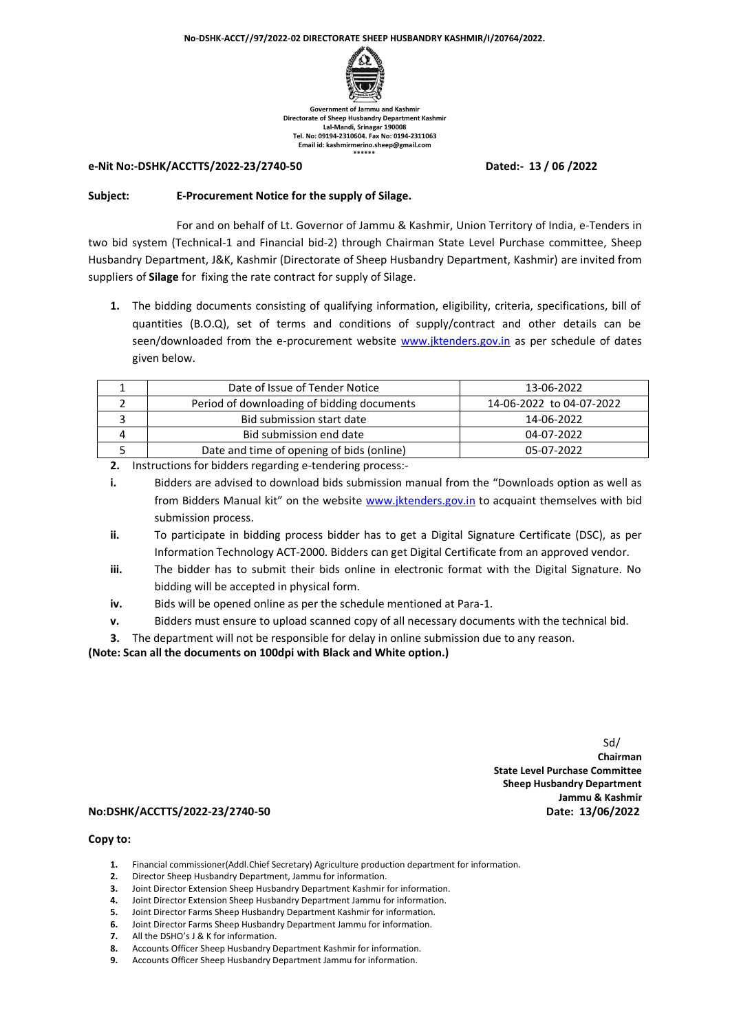**No-DSHK-ACCT//97/2022-02 DIRECTORATE SHEEP HUSBANDRY KASHMIR/I/20764/2022.**

**Government of Jammu and Kashmir**
**Directorate of Sheep Husbandry Department Kashmir**
**Lal-Mandi, Srinagar 190008**
**Tel. No: 09194-2310604. Fax No: 0194-2311063**
**Email id: kashmirmerino.sheep@gmail.com**

******

**e-Nit No:-DSHK/ACCTTS/2022-23/2740-50** **Dated:- 13 / 06 /2022**

**Subject: E-Procurement Notice for the supply of Silage.**

For and on behalf of Lt. Governor of Jammu & Kashmir, Union Territory of India, e-Tenders in two bid system (Technical-1 and Financial bid-2) through Chairman State Level Purchase committee, Sheep Husbandry Department, J&K, Kashmir (Directorate of Sheep Husbandry Department, Kashmir) are invited from suppliers of **Silage** for fixing the rate contract for supply of Silage.

1. The bidding documents consisting of qualifying information, eligibility, criteria, specifications, bill of quantities (B.O.Q), set of terms and conditions of supply/contract and other details can be seen/downloaded from the e-procurement website www.jktenders.gov.in as per schedule of dates given below.

| 1 | Date of Issue of Tender Notice | 13-06-2022 |
|---|---|---|
| 2 | Period of downloading of bidding documents | 14-06-2022 to 04-07-2022 |
| 3 | Bid submission start date | 14-06-2022 |
| 4 | Bid submission end date | 04-07-2022 |
| 5 | Date and time of opening of bids (online) | 05-07-2022 |

2. Instructions for bidders regarding e-tendering process:-

   i. Bidders are advised to download bids submission manual from the "Downloads option as well as from Bidders Manual kit" on the website www.jktenders.gov.in to acquaint themselves with bid submission process.

   ii. To participate in bidding process bidder has to get a Digital Signature Certificate (DSC), as per Information Technology ACT-2000. Bidders can get Digital Certificate from an approved vendor.

   iii. The bidder has to submit their bids online in electronic format with the Digital Signature. No bidding will be accepted in physical form.

   iv. Bids will be opened online as per the schedule mentioned at Para-1.

   v. Bidders must ensure to upload scanned copy of all necessary documents with the technical bid.

3. The department will not be responsible for delay in online submission due to any reason.

**(Note: Scan all the documents on 100dpi with Black and White option.)**

Sd/
**Chairman**
**State Level Purchase Committee**
**Sheep Husbandry Department**
**Jammu & Kashmir**

**No:DSHK/ACCTTS/2022-23/2740-50** **Date: 13/06/2022**

**Copy to:**

1. Financial commissioner(Addl.Chief Secretary) Agriculture production department for information.
2. Director Sheep Husbandry Department, Jammu for information.
3. Joint Director Extension Sheep Husbandry Department Kashmir for information.
4. Joint Director Extension Sheep Husbandry Department Jammu for information.
5. Joint Director Farms Sheep Husbandry Department Kashmir for information.
6. Joint Director Farms Sheep Husbandry Department Jammu for information.
7. All the DSHO's J & K for information.
8. Accounts Officer Sheep Husbandry Department Kashmir for information.
9. Accounts Officer Sheep Husbandry Department Jammu for information.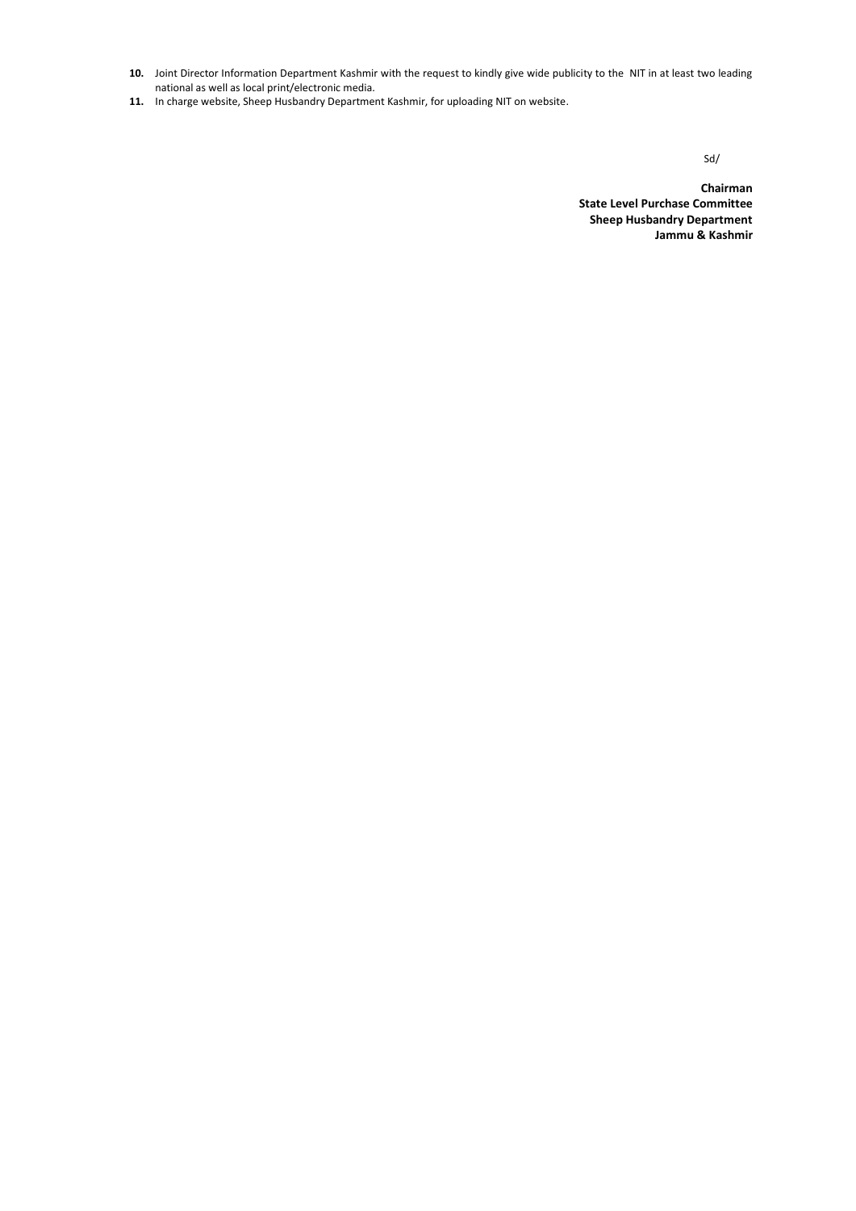10. Joint Director Information Department Kashmir with the request to kindly give wide publicity to the NIT in at least two leading national as well as local print/electronic media.
11. In charge website, Sheep Husbandry Department Kashmir, for uploading NIT on website.

Sd/

**Chairman**
**State Level Purchase Committee**
**Sheep Husbandry Department**
**Jammu & Kashmir**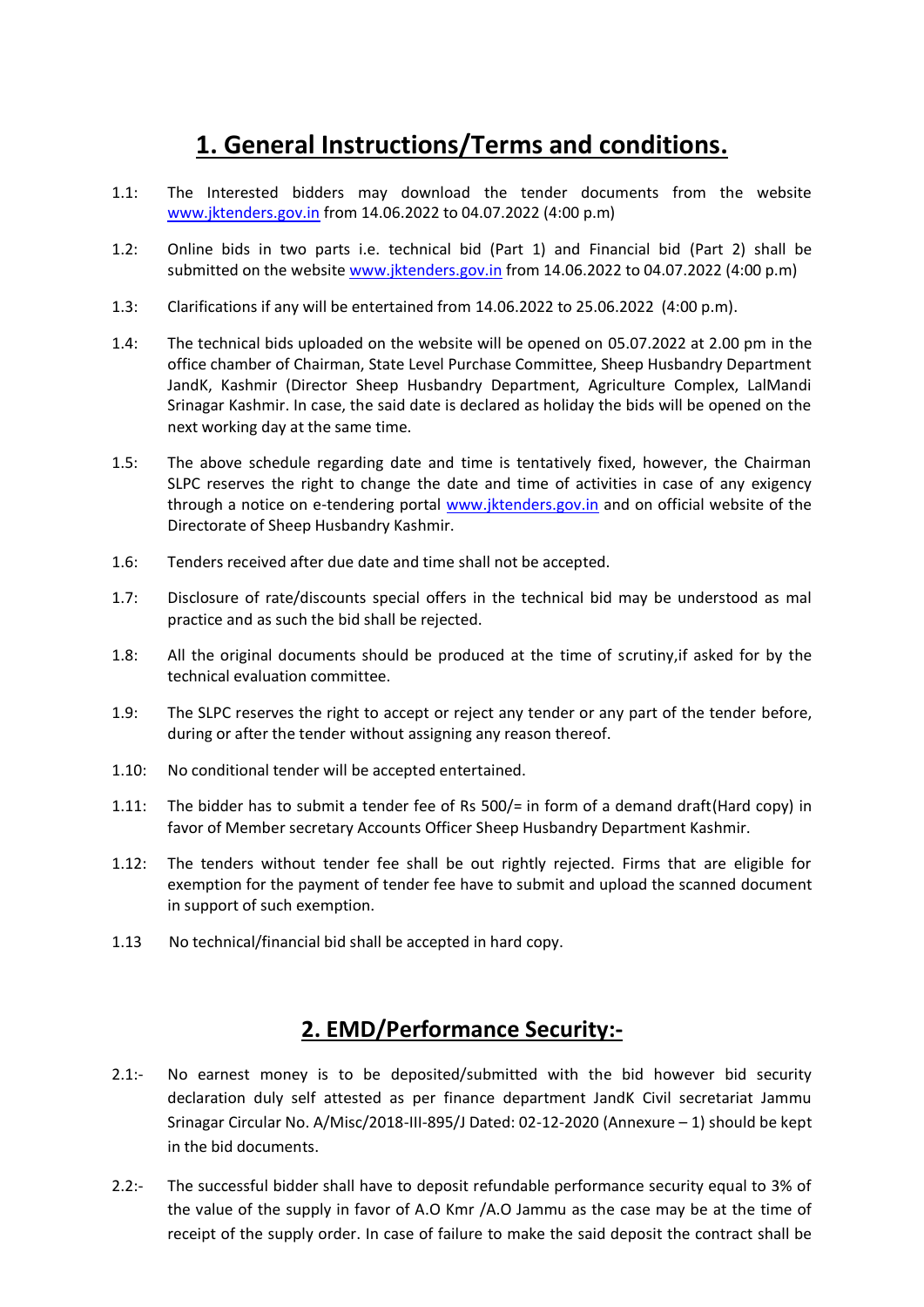# 1. General Instructions/Terms and conditions.

1.1: The Interested bidders may download the tender documents from the website www.jktenders.gov.in from 14.06.2022 to 04.07.2022 (4:00 p.m)

1.2: Online bids in two parts i.e. technical bid (Part 1) and Financial bid (Part 2) shall be submitted on the website www.jktenders.gov.in from 14.06.2022 to 04.07.2022 (4:00 p.m)

1.3: Clarifications if any will be entertained from 14.06.2022 to 25.06.2022 (4:00 p.m).

1.4: The technical bids uploaded on the website will be opened on 05.07.2022 at 2.00 pm in the office chamber of Chairman, State Level Purchase Committee, Sheep Husbandry Department JandK, Kashmir (Director Sheep Husbandry Department, Agriculture Complex, LalMandi Srinagar Kashmir. In case, the said date is declared as holiday the bids will be opened on the next working day at the same time.

1.5: The above schedule regarding date and time is tentatively fixed, however, the Chairman SLPC reserves the right to change the date and time of activities in case of any exigency through a notice on e-tendering portal www.jktenders.gov.in and on official website of the Directorate of Sheep Husbandry Kashmir.

1.6: Tenders received after due date and time shall not be accepted.

1.7: Disclosure of rate/discounts special offers in the technical bid may be understood as mal practice and as such the bid shall be rejected.

1.8: All the original documents should be produced at the time of scrutiny,if asked for by the technical evaluation committee.

1.9: The SLPC reserves the right to accept or reject any tender or any part of the tender before, during or after the tender without assigning any reason thereof.

1.10: No conditional tender will be accepted entertained.

1.11: The bidder has to submit a tender fee of Rs 500/= in form of a demand draft(Hard copy) in favor of Member secretary Accounts Officer Sheep Husbandry Department Kashmir.

1.12: The tenders without tender fee shall be out rightly rejected. Firms that are eligible for exemption for the payment of tender fee have to submit and upload the scanned document in support of such exemption.

1.13 No technical/financial bid shall be accepted in hard copy.

# 2. EMD/Performance Security:-

2.1:- No earnest money is to be deposited/submitted with the bid however bid security declaration duly self attested as per finance department JandK Civil secretariat Jammu Srinagar Circular No. A/Misc/2018-III-895/J Dated: 02-12-2020 (Annexure – 1) should be kept in the bid documents.

2.2:- The successful bidder shall have to deposit refundable performance security equal to 3% of the value of the supply in favor of A.O Kmr /A.O Jammu as the case may be at the time of receipt of the supply order. In case of failure to make the said deposit the contract shall be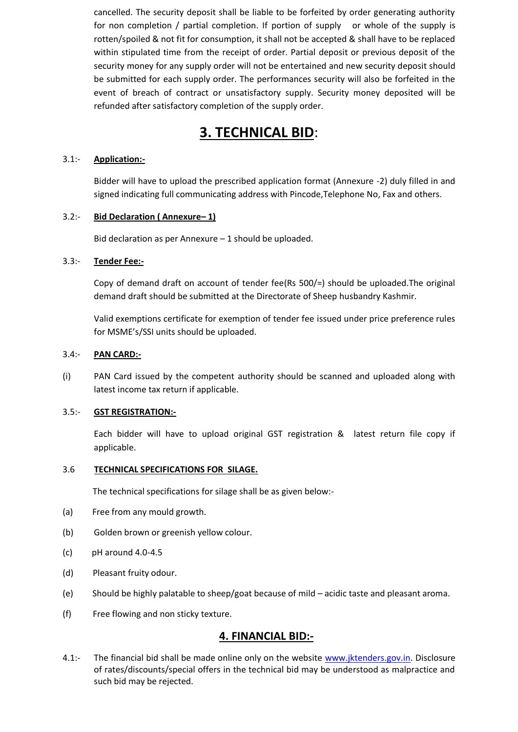cancelled. The security deposit shall be liable to be forfeited by order generating authority for non completion / partial completion. If portion of supply or whole of the supply is rotten/spoiled & not fit for consumption, it shall not be accepted & shall have to be replaced within stipulated time from the receipt of order. Partial deposit or previous deposit of the security money for any supply order will not be entertained and new security deposit should be submitted for each supply order. The performances security will also be forfeited in the event of breach of contract or unsatisfactory supply. Security money deposited will be refunded after satisfactory completion of the supply order.

# 3. TECHNICAL BID:

3.1:- **Application:-**

Bidder will have to upload the prescribed application format (Annexure -2) duly filled in and signed indicating full communicating address with Pincode,Telephone No, Fax and others.

3.2:- **Bid Declaration ( Annexure– 1)**

Bid declaration as per Annexure – 1 should be uploaded.

3.3:- **Tender Fee:-**

Copy of demand draft on account of tender fee(Rs 500/=) should be uploaded.The original demand draft should be submitted at the Directorate of Sheep husbandry Kashmir.

Valid exemptions certificate for exemption of tender fee issued under price preference rules for MSME's/SSI units should be uploaded.

3.4:- **PAN CARD:-**

(i) PAN Card issued by the competent authority should be scanned and uploaded along with latest income tax return if applicable.

3.5:- **GST REGISTRATION:-**

Each bidder will have to upload original GST registration & latest return file copy if applicable.

3.6 **TECHNICAL SPECIFICATIONS FOR SILAGE.**

The technical specifications for silage shall be as given below:-

(a) Free from any mould growth.

(b) Golden brown or greenish yellow colour.

(c) pH around 4.0-4.5

(d) Pleasant fruity odour.

(e) Should be highly palatable to sheep/goat because of mild – acidic taste and pleasant aroma.

(f) Free flowing and non sticky texture.

## 4. FINANCIAL BID:-

4.1:- The financial bid shall be made online only on the website www.jktenders.gov.in. Disclosure of rates/discounts/special offers in the technical bid may be understood as malpractice and such bid may be rejected.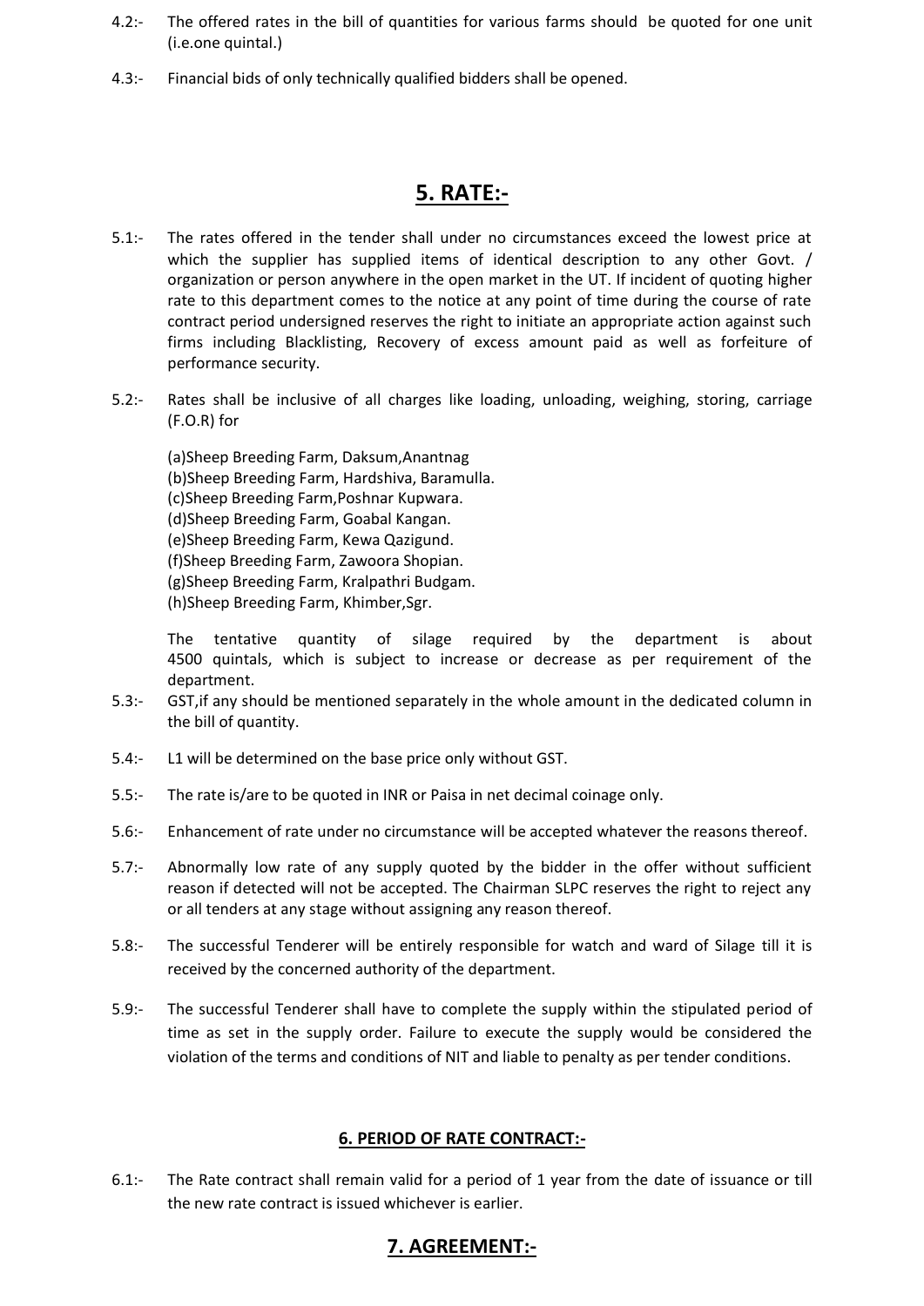4.2:- The offered rates in the bill of quantities for various farms should be quoted for one unit (i.e.one quintal.)

4.3:- Financial bids of only technically qualified bidders shall be opened.

## 5. RATE:-

5.1:- The rates offered in the tender shall under no circumstances exceed the lowest price at which the supplier has supplied items of identical description to any other Govt. / organization or person anywhere in the open market in the UT. If incident of quoting higher rate to this department comes to the notice at any point of time during the course of rate contract period undersigned reserves the right to initiate an appropriate action against such firms including Blacklisting, Recovery of excess amount paid as well as forfeiture of performance security.

5.2:- Rates shall be inclusive of all charges like loading, unloading, weighing, storing, carriage (F.O.R) for

(a)Sheep Breeding Farm, Daksum,Anantnag
(b)Sheep Breeding Farm, Hardshiva, Baramulla.
(c)Sheep Breeding Farm,Poshnar Kupwara.
(d)Sheep Breeding Farm, Goabal Kangan.
(e)Sheep Breeding Farm, Kewa Qazigund.
(f)Sheep Breeding Farm, Zawoora Shopian.
(g)Sheep Breeding Farm, Kralpathri Budgam.
(h)Sheep Breeding Farm, Khimber,Sgr.

The tentative quantity of silage required by the department is about 4500 quintals, which is subject to increase or decrease as per requirement of the department.

5.3:- GST,if any should be mentioned separately in the whole amount in the dedicated column in the bill of quantity.

5.4:- L1 will be determined on the base price only without GST.

5.5:- The rate is/are to be quoted in INR or Paisa in net decimal coinage only.

5.6:- Enhancement of rate under no circumstance will be accepted whatever the reasons thereof.

5.7:- Abnormally low rate of any supply quoted by the bidder in the offer without sufficient reason if detected will not be accepted. The Chairman SLPC reserves the right to reject any or all tenders at any stage without assigning any reason thereof.

5.8:- The successful Tenderer will be entirely responsible for watch and ward of Silage till it is received by the concerned authority of the department.

5.9:- The successful Tenderer shall have to complete the supply within the stipulated period of time as set in the supply order. Failure to execute the supply would be considered the violation of the terms and conditions of NIT and liable to penalty as per tender conditions.

### 6. PERIOD OF RATE CONTRACT:-

6.1:- The Rate contract shall remain valid for a period of 1 year from the date of issuance or till the new rate contract is issued whichever is earlier.

## 7. AGREEMENT:-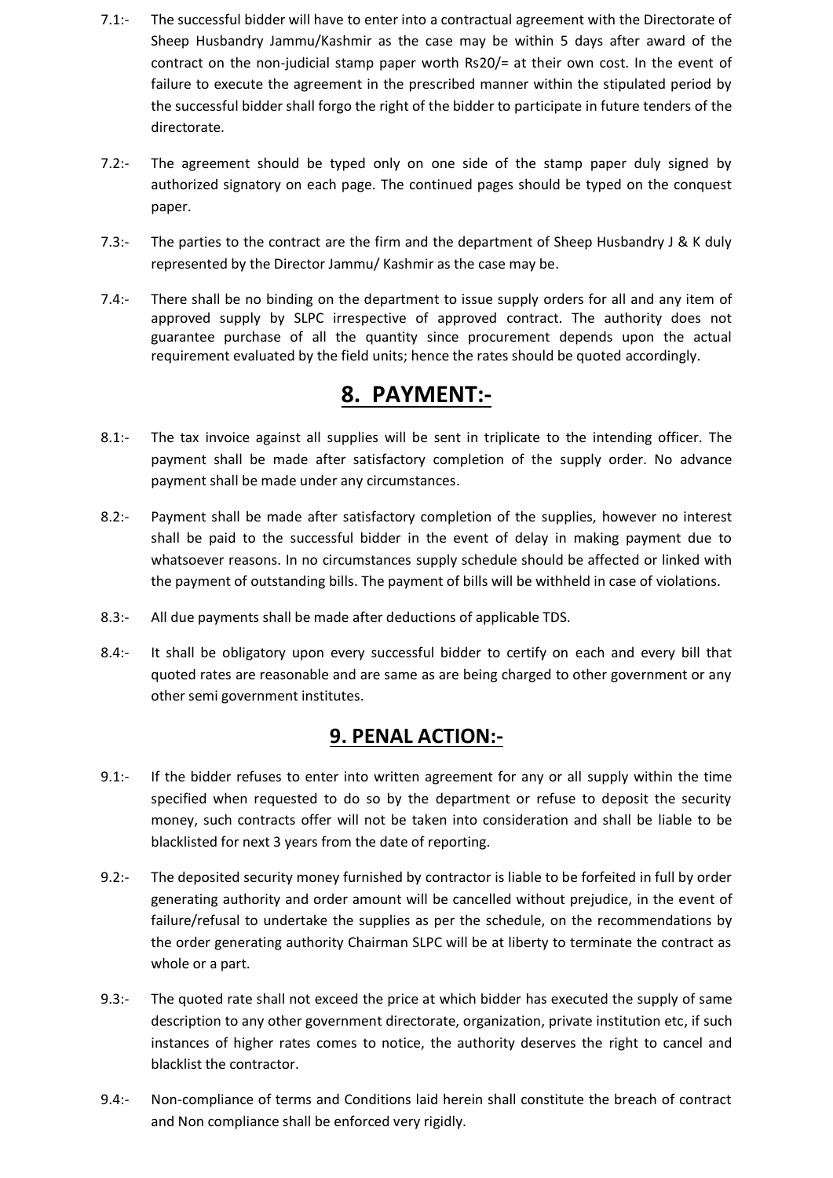7.1:- The successful bidder will have to enter into a contractual agreement with the Directorate of Sheep Husbandry Jammu/Kashmir as the case may be within 5 days after award of the contract on the non-judicial stamp paper worth Rs20/= at their own cost. In the event of failure to execute the agreement in the prescribed manner within the stipulated period by the successful bidder shall forgo the right of the bidder to participate in future tenders of the directorate.

7.2:- The agreement should be typed only on one side of the stamp paper duly signed by authorized signatory on each page. The continued pages should be typed on the conquest paper.

7.3:- The parties to the contract are the firm and the department of Sheep Husbandry J & K duly represented by the Director Jammu/ Kashmir as the case may be.

7.4:- There shall be no binding on the department to issue supply orders for all and any item of approved supply by SLPC irrespective of approved contract. The authority does not guarantee purchase of all the quantity since procurement depends upon the actual requirement evaluated by the field units; hence the rates should be quoted accordingly.

## 8. PAYMENT:-

8.1:- The tax invoice against all supplies will be sent in triplicate to the intending officer. The payment shall be made after satisfactory completion of the supply order. No advance payment shall be made under any circumstances.

8.2:- Payment shall be made after satisfactory completion of the supplies, however no interest shall be paid to the successful bidder in the event of delay in making payment due to whatsoever reasons. In no circumstances supply schedule should be affected or linked with the payment of outstanding bills. The payment of bills will be withheld in case of violations.

8.3:- All due payments shall be made after deductions of applicable TDS.

8.4:- It shall be obligatory upon every successful bidder to certify on each and every bill that quoted rates are reasonable and are same as are being charged to other government or any other semi government institutes.

## 9. PENAL ACTION:-

9.1:- If the bidder refuses to enter into written agreement for any or all supply within the time specified when requested to do so by the department or refuse to deposit the security money, such contracts offer will not be taken into consideration and shall be liable to be blacklisted for next 3 years from the date of reporting.

9.2:- The deposited security money furnished by contractor is liable to be forfeited in full by order generating authority and order amount will be cancelled without prejudice, in the event of failure/refusal to undertake the supplies as per the schedule, on the recommendations by the order generating authority Chairman SLPC will be at liberty to terminate the contract as whole or a part.

9.3:- The quoted rate shall not exceed the price at which bidder has executed the supply of same description to any other government directorate, organization, private institution etc, if such instances of higher rates comes to notice, the authority deserves the right to cancel and blacklist the contractor.

9.4:- Non-compliance of terms and Conditions laid herein shall constitute the breach of contract and Non compliance shall be enforced very rigidly.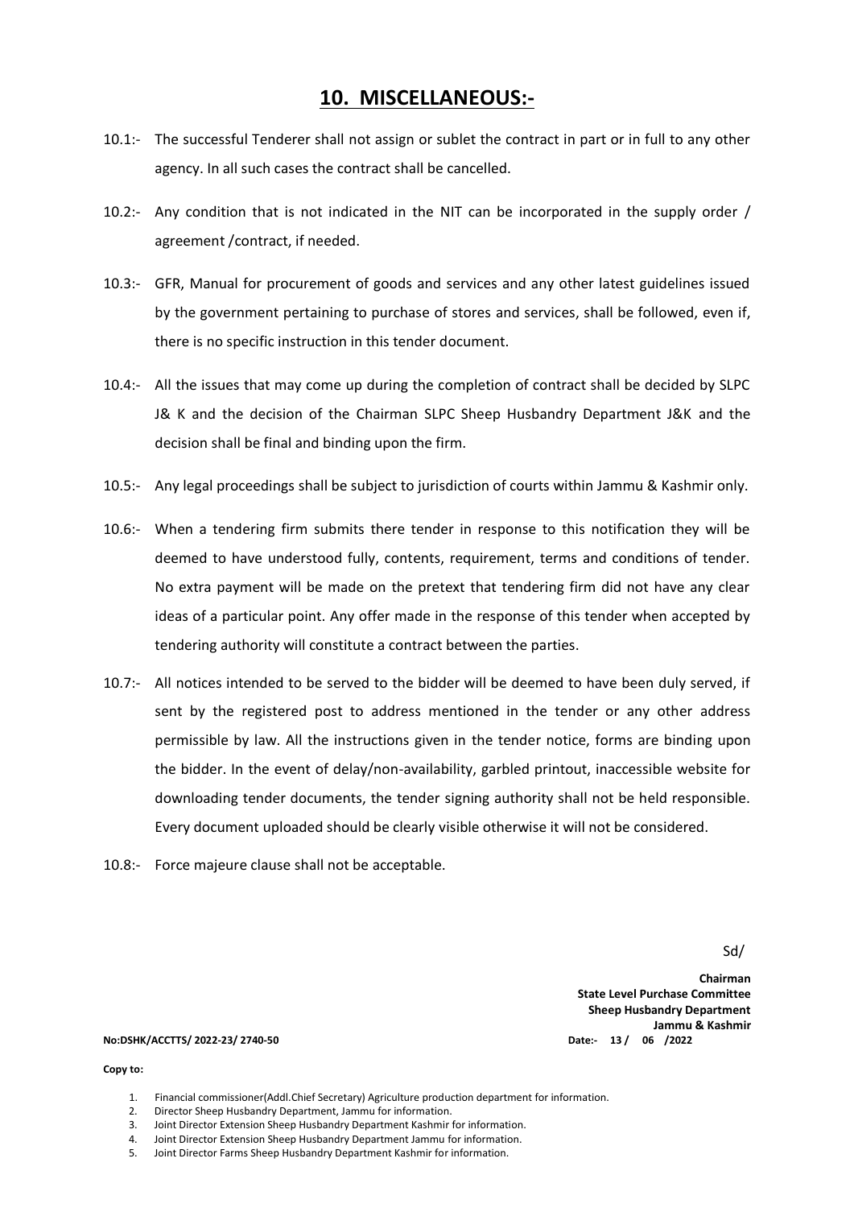## 10. MISCELLANEOUS:-

10.1:- The successful Tenderer shall not assign or sublet the contract in part or in full to any other agency. In all such cases the contract shall be cancelled.

10.2:- Any condition that is not indicated in the NIT can be incorporated in the supply order / agreement /contract, if needed.

10.3:- GFR, Manual for procurement of goods and services and any other latest guidelines issued by the government pertaining to purchase of stores and services, shall be followed, even if, there is no specific instruction in this tender document.

10.4:- All the issues that may come up during the completion of contract shall be decided by SLPC J& K and the decision of the Chairman SLPC Sheep Husbandry Department J&K and the decision shall be final and binding upon the firm.

10.5:- Any legal proceedings shall be subject to jurisdiction of courts within Jammu & Kashmir only.

10.6:- When a tendering firm submits there tender in response to this notification they will be deemed to have understood fully, contents, requirement, terms and conditions of tender. No extra payment will be made on the pretext that tendering firm did not have any clear ideas of a particular point. Any offer made in the response of this tender when accepted by tendering authority will constitute a contract between the parties.

10.7:- All notices intended to be served to the bidder will be deemed to have been duly served, if sent by the registered post to address mentioned in the tender or any other address permissible by law. All the instructions given in the tender notice, forms are binding upon the bidder. In the event of delay/non-availability, garbled printout, inaccessible website for downloading tender documents, the tender signing authority shall not be held responsible. Every document uploaded should be clearly visible otherwise it will not be considered.

10.8:- Force majeure clause shall not be acceptable.

Sd/

**Chairman**
**State Level Purchase Committee**
**Sheep Husbandry Department**
**Jammu & Kashmir**

**No:DSHK/ACCTTS/ 2022-23/ 2740-50** **Date:- 13 / 06 /2022**

**Copy to:**

1. Financial commissioner(Addl.Chief Secretary) Agriculture production department for information.
2. Director Sheep Husbandry Department, Jammu for information.
3. Joint Director Extension Sheep Husbandry Department Kashmir for information.
4. Joint Director Extension Sheep Husbandry Department Jammu for information.
5. Joint Director Farms Sheep Husbandry Department Kashmir for information.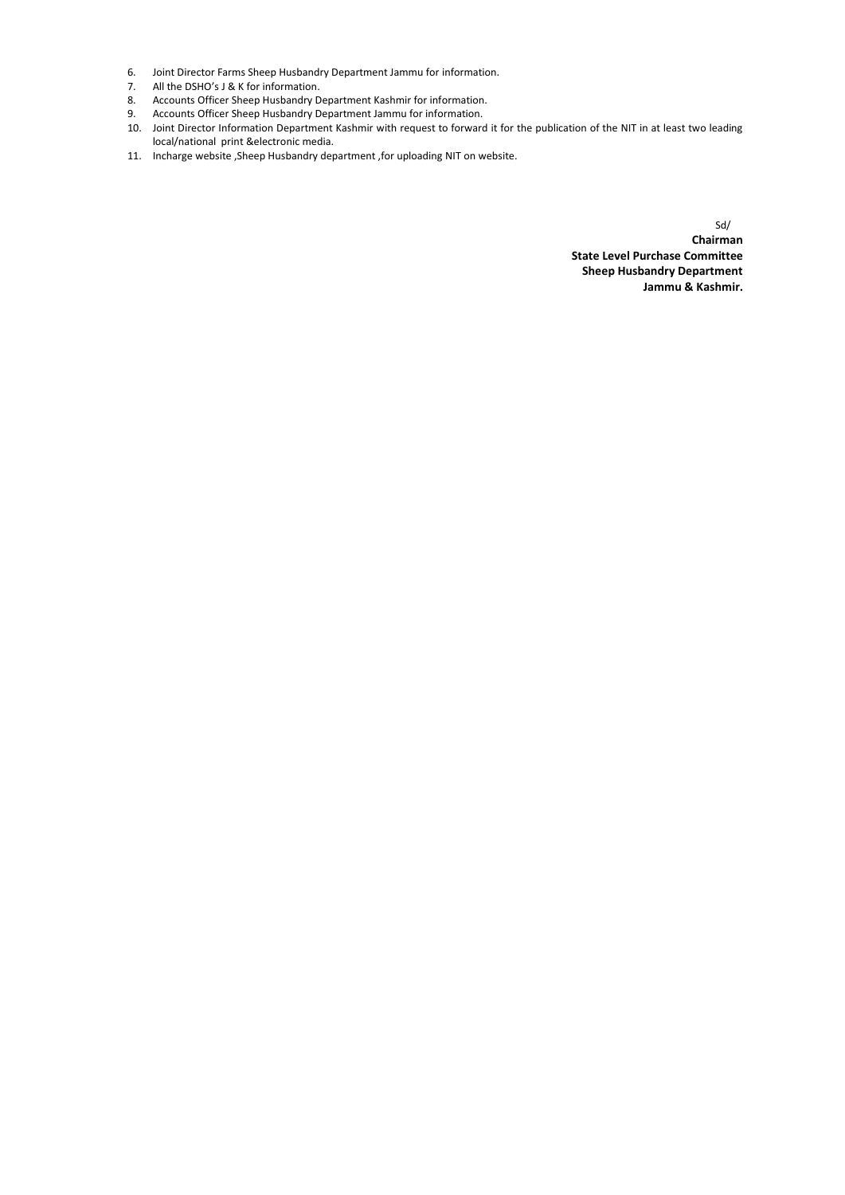6. Joint Director Farms Sheep Husbandry Department Jammu for information.
7. All the DSHO's J & K for information.
8. Accounts Officer Sheep Husbandry Department Kashmir for information.
9. Accounts Officer Sheep Husbandry Department Jammu for information.
10. Joint Director Information Department Kashmir with request to forward it for the publication of the NIT in at least two leading local/national print &electronic media.
11. Incharge website ,Sheep Husbandry department ,for uploading NIT on website.

Sd/

**Chairman**
**State Level Purchase Committee**
**Sheep Husbandry Department**
**Jammu & Kashmir.**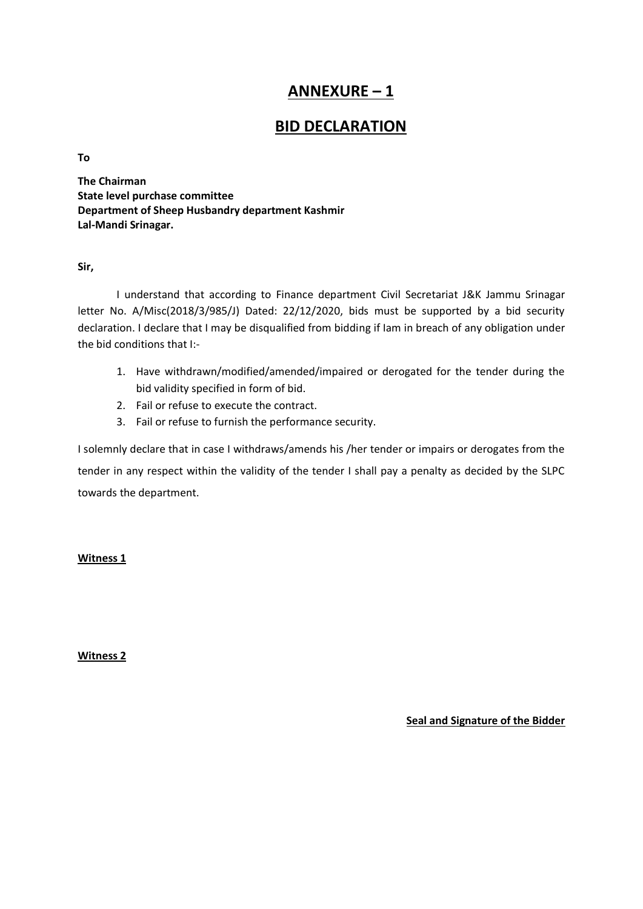# ANNEXURE – 1

# BID DECLARATION

**To**

**The Chairman**
**State level purchase committee**
**Department of Sheep Husbandry department Kashmir**
**Lal-Mandi Srinagar.**

**Sir,**

I understand that according to Finance department Civil Secretariat J&K Jammu Srinagar letter No. A/Misc(2018/3/985/J) Dated: 22/12/2020, bids must be supported by a bid security declaration. I declare that I may be disqualified from bidding if Iam in breach of any obligation under the bid conditions that I:-

1. Have withdrawn/modified/amended/impaired or derogated for the tender during the bid validity specified in form of bid.
2. Fail or refuse to execute the contract.
3. Fail or refuse to furnish the performance security.

I solemnly declare that in case I withdraws/amends his /her tender or impairs or derogates from the tender in any respect within the validity of the tender I shall pay a penalty as decided by the SLPC towards the department.

**Witness 1**

**Witness 2**

**Seal and Signature of the Bidder**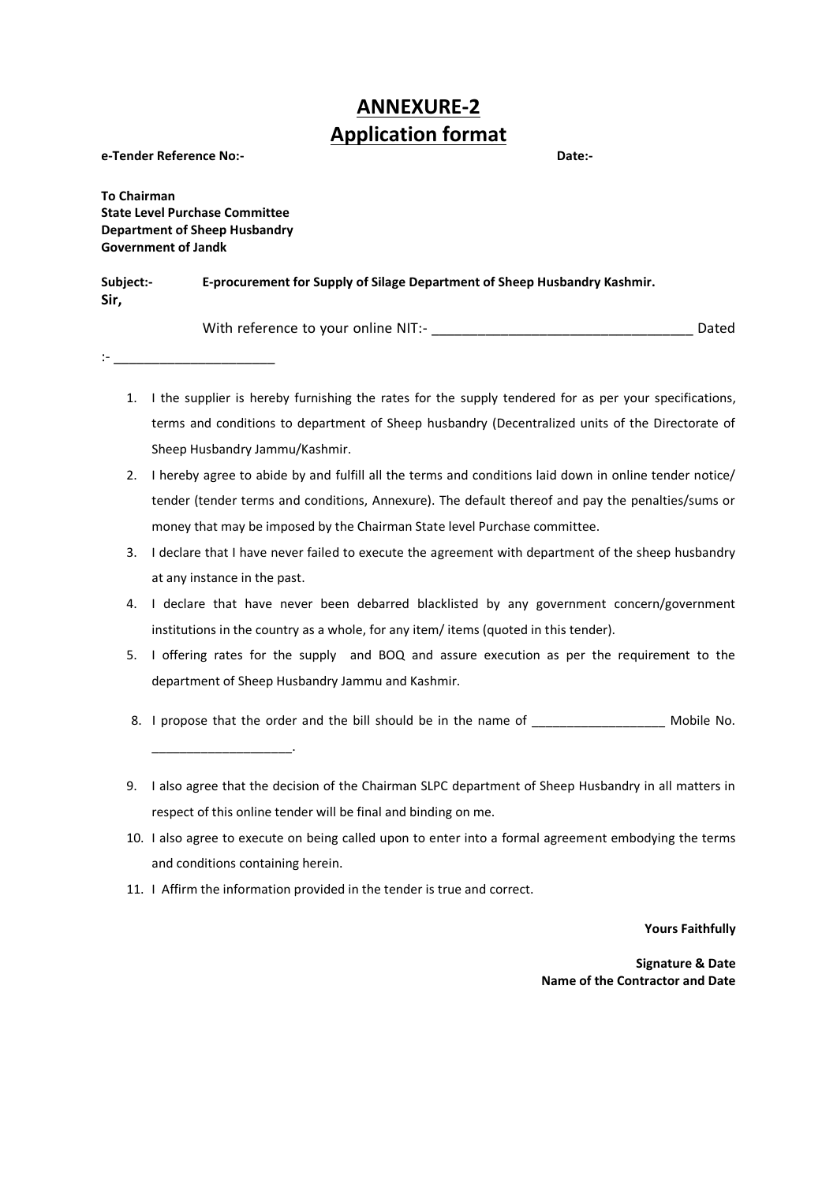# ANNEXURE-2
# Application format

**e-Tender Reference No:-** **Date:-**

**To Chairman**
**State Level Purchase Committee**
**Department of Sheep Husbandry**
**Government of Jandk**

**Subject:-** **E-procurement for Supply of Silage Department of Sheep Husbandry Kashmir.**

**Sir,**

With reference to your online NIT:- _________________________________ Dated :- _____________________

1. I the supplier is hereby furnishing the rates for the supply tendered for as per your specifications, terms and conditions to department of Sheep husbandry (Decentralized units of the Directorate of Sheep Husbandry Jammu/Kashmir.
2. I hereby agree to abide by and fulfill all the terms and conditions laid down in online tender notice/ tender (tender terms and conditions, Annexure). The default thereof and pay the penalties/sums or money that may be imposed by the Chairman State level Purchase committee.
3. I declare that I have never failed to execute the agreement with department of the sheep husbandry at any instance in the past.
4. I declare that have never been debarred blacklisted by any government concern/government institutions in the country as a whole, for any item/ items (quoted in this tender).
5. I offering rates for the supply and BOQ and assure execution as per the requirement to the department of Sheep Husbandry Jammu and Kashmir.

8. I propose that the order and the bill should be in the name of __________________ Mobile No. ___________________.
9. I also agree that the decision of the Chairman SLPC department of Sheep Husbandry in all matters in respect of this online tender will be final and binding on me.
10. I also agree to execute on being called upon to enter into a formal agreement embodying the terms and conditions containing herein.
11. I Affirm the information provided in the tender is true and correct.

**Yours Faithfully**

**Signature & Date**
**Name of the Contractor and Date**